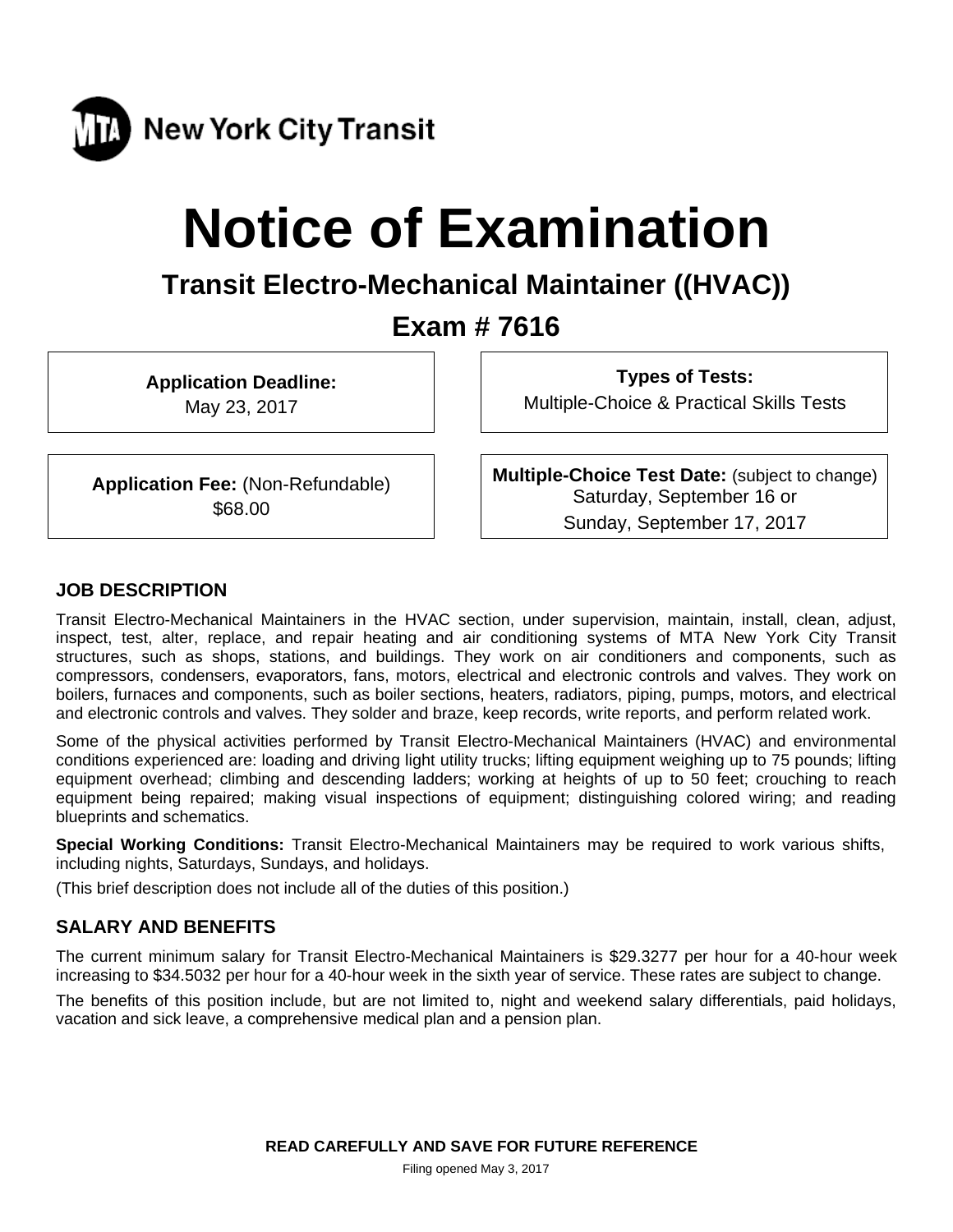New York City Transit

# Notice of Examination

## Transit Electro-Mechanical Maintainer ((HVAC))

## Exam # 7616

**Application Deadline:**
May 23, 2017

**Types of Tests:**
Multiple-Choice & Practical Skills Tests

**Application Fee:** (Non-Refundable)
$68.00

**Multiple-Choice Test Date:** (subject to change)
Saturday, September 16 or
Sunday, September 17, 2017

### JOB DESCRIPTION

Transit Electro-Mechanical Maintainers in the HVAC section, under supervision, maintain, install, clean, adjust, inspect, test, alter, replace, and repair heating and air conditioning systems of MTA New York City Transit structures, such as shops, stations, and buildings. They work on air conditioners and components, such as compressors, condensers, evaporators, fans, motors, electrical and electronic controls and valves. They work on boilers, furnaces and components, such as boiler sections, heaters, radiators, piping, pumps, motors, and electrical and electronic controls and valves. They solder and braze, keep records, write reports, and perform related work.

Some of the physical activities performed by Transit Electro-Mechanical Maintainers (HVAC) and environmental conditions experienced are: loading and driving light utility trucks; lifting equipment weighing up to 75 pounds; lifting equipment overhead; climbing and descending ladders; working at heights of up to 50 feet; crouching to reach equipment being repaired; making visual inspections of equipment; distinguishing colored wiring; and reading blueprints and schematics.

**Special Working Conditions:** Transit Electro-Mechanical Maintainers may be required to work various shifts, including nights, Saturdays, Sundays, and holidays.

(This brief description does not include all of the duties of this position.)

### SALARY AND BENEFITS

The current minimum salary for Transit Electro-Mechanical Maintainers is $29.3277 per hour for a 40-hour week increasing to $34.5032 per hour for a 40-hour week in the sixth year of service. These rates are subject to change.

The benefits of this position include, but are not limited to, night and weekend salary differentials, paid holidays, vacation and sick leave, a comprehensive medical plan and a pension plan.

**READ CAREFULLY AND SAVE FOR FUTURE REFERENCE**

Filing opened May 3, 2017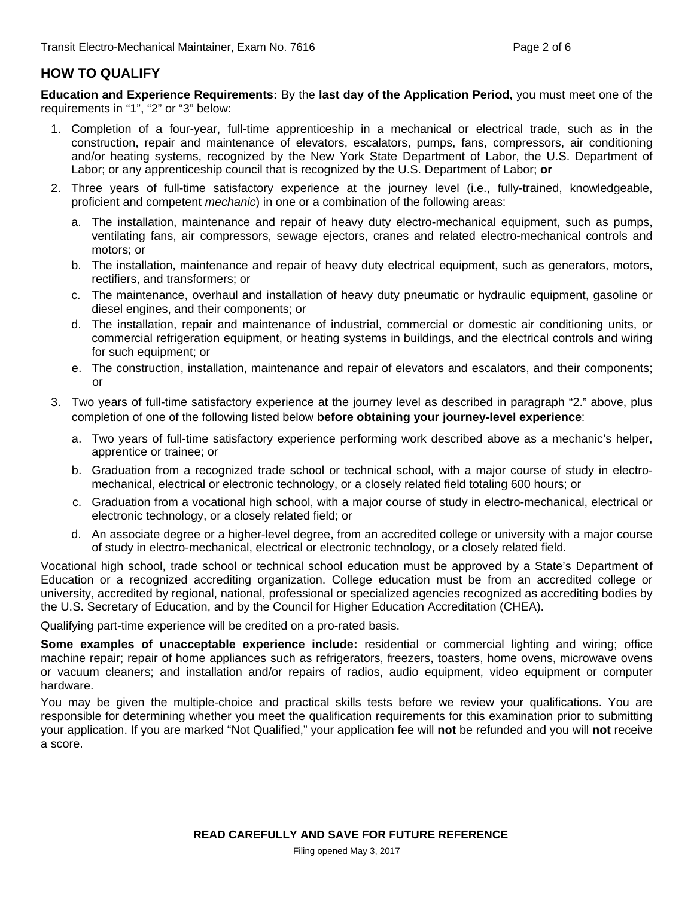## HOW TO QUALIFY

**Education and Experience Requirements:** By the **last day of the Application Period,** you must meet one of the requirements in "1", "2" or "3" below:

1. Completion of a four-year, full-time apprenticeship in a mechanical or electrical trade, such as in the construction, repair and maintenance of elevators, escalators, pumps, fans, compressors, air conditioning and/or heating systems, recognized by the New York State Department of Labor, the U.S. Department of Labor; or any apprenticeship council that is recognized by the U.S. Department of Labor; **or**
2. Three years of full-time satisfactory experience at the journey level (i.e., fully-trained, knowledgeable, proficient and competent *mechanic*) in one or a combination of the following areas:
   a. The installation, maintenance and repair of heavy duty electro-mechanical equipment, such as pumps, ventilating fans, air compressors, sewage ejectors, cranes and related electro-mechanical controls and motors; or
   b. The installation, maintenance and repair of heavy duty electrical equipment, such as generators, motors, rectifiers, and transformers; or
   c. The maintenance, overhaul and installation of heavy duty pneumatic or hydraulic equipment, gasoline or diesel engines, and their components; or
   d. The installation, repair and maintenance of industrial, commercial or domestic air conditioning units, or commercial refrigeration equipment, or heating systems in buildings, and the electrical controls and wiring for such equipment; or
   e. The construction, installation, maintenance and repair of elevators and escalators, and their components; or
3. Two years of full-time satisfactory experience at the journey level as described in paragraph "2." above, plus completion of one of the following listed below **before obtaining your journey-level experience**:
   a. Two years of full-time satisfactory experience performing work described above as a mechanic's helper, apprentice or trainee; or
   b. Graduation from a recognized trade school or technical school, with a major course of study in electro-mechanical, electrical or electronic technology, or a closely related field totaling 600 hours; or
   c. Graduation from a vocational high school, with a major course of study in electro-mechanical, electrical or electronic technology, or a closely related field; or
   d. An associate degree or a higher-level degree, from an accredited college or university with a major course of study in electro-mechanical, electrical or electronic technology, or a closely related field.

Vocational high school, trade school or technical school education must be approved by a State's Department of Education or a recognized accrediting organization. College education must be from an accredited college or university, accredited by regional, national, professional or specialized agencies recognized as accrediting bodies by the U.S. Secretary of Education, and by the Council for Higher Education Accreditation (CHEA).

Qualifying part-time experience will be credited on a pro-rated basis.

**Some examples of unacceptable experience include:** residential or commercial lighting and wiring; office machine repair; repair of home appliances such as refrigerators, freezers, toasters, home ovens, microwave ovens or vacuum cleaners; and installation and/or repairs of radios, audio equipment, video equipment or computer hardware.

You may be given the multiple-choice and practical skills tests before we review your qualifications. You are responsible for determining whether you meet the qualification requirements for this examination prior to submitting your application. If you are marked "Not Qualified," your application fee will **not** be refunded and you will **not** receive a score.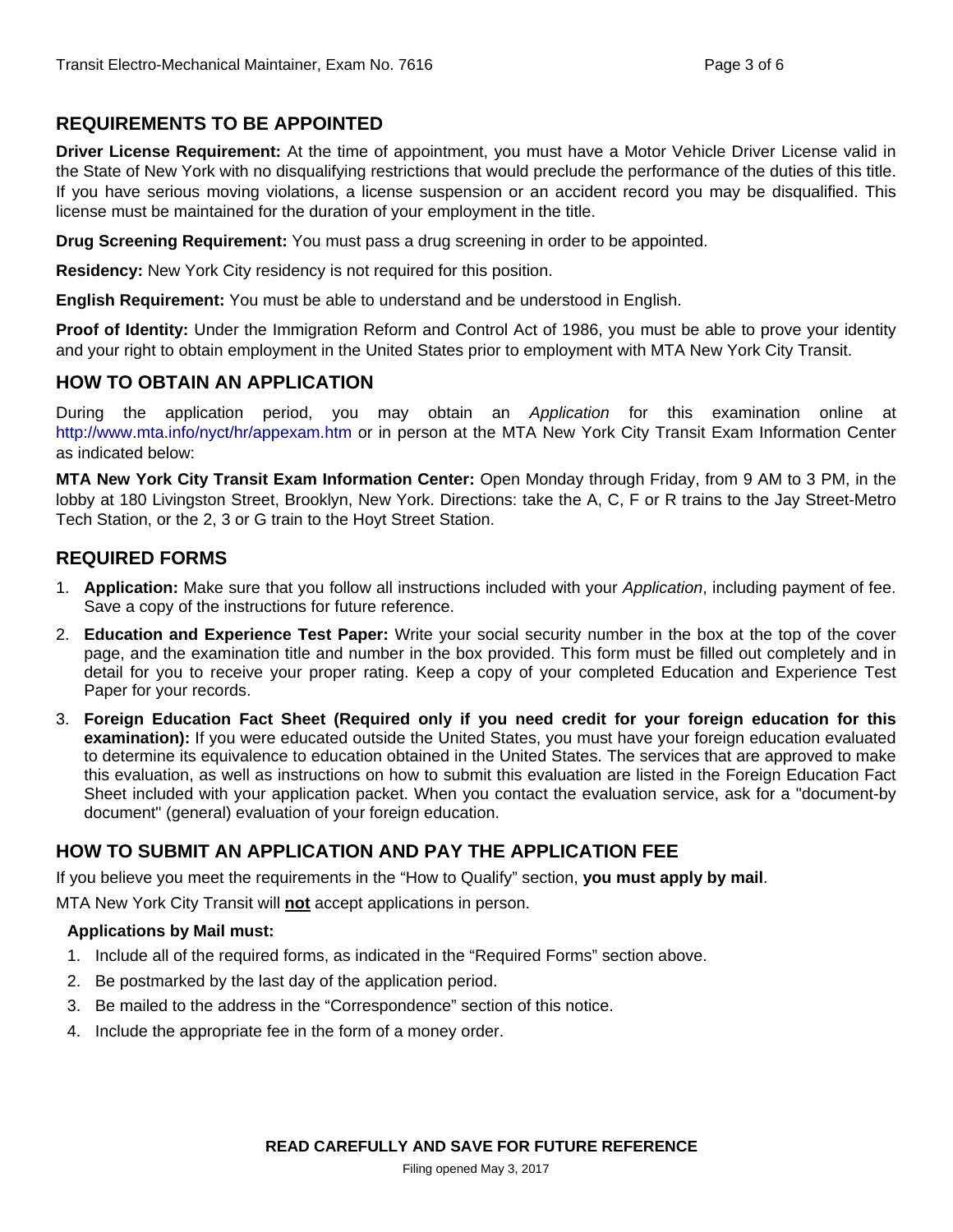## REQUIREMENTS TO BE APPOINTED

**Driver License Requirement:** At the time of appointment, you must have a Motor Vehicle Driver License valid in the State of New York with no disqualifying restrictions that would preclude the performance of the duties of this title. If you have serious moving violations, a license suspension or an accident record you may be disqualified. This license must be maintained for the duration of your employment in the title.

**Drug Screening Requirement:** You must pass a drug screening in order to be appointed.

**Residency:** New York City residency is not required for this position.

**English Requirement:** You must be able to understand and be understood in English.

**Proof of Identity:** Under the Immigration Reform and Control Act of 1986, you must be able to prove your identity and your right to obtain employment in the United States prior to employment with MTA New York City Transit.

## HOW TO OBTAIN AN APPLICATION

During the application period, you may obtain an *Application* for this examination online at http://www.mta.info/nyct/hr/appexam.htm or in person at the MTA New York City Transit Exam Information Center as indicated below:

**MTA New York City Transit Exam Information Center:** Open Monday through Friday, from 9 AM to 3 PM, in the lobby at 180 Livingston Street, Brooklyn, New York. Directions: take the A, C, F or R trains to the Jay Street-Metro Tech Station, or the 2, 3 or G train to the Hoyt Street Station.

## REQUIRED FORMS

1. **Application:** Make sure that you follow all instructions included with your *Application*, including payment of fee. Save a copy of the instructions for future reference.
2. **Education and Experience Test Paper:** Write your social security number in the box at the top of the cover page, and the examination title and number in the box provided. This form must be filled out completely and in detail for you to receive your proper rating. Keep a copy of your completed Education and Experience Test Paper for your records.
3. **Foreign Education Fact Sheet (Required only if you need credit for your foreign education for this examination):** If you were educated outside the United States, you must have your foreign education evaluated to determine its equivalence to education obtained in the United States. The services that are approved to make this evaluation, as well as instructions on how to submit this evaluation are listed in the Foreign Education Fact Sheet included with your application packet. When you contact the evaluation service, ask for a "document-by document" (general) evaluation of your foreign education.

## HOW TO SUBMIT AN APPLICATION AND PAY THE APPLICATION FEE

If you believe you meet the requirements in the "How to Qualify" section, **you must apply by mail**.

MTA New York City Transit will **not** accept applications in person.

**Applications by Mail must:**

1. Include all of the required forms, as indicated in the "Required Forms" section above.
2. Be postmarked by the last day of the application period.
3. Be mailed to the address in the "Correspondence" section of this notice.
4. Include the appropriate fee in the form of a money order.

**READ CAREFULLY AND SAVE FOR FUTURE REFERENCE**

Filing opened May 3, 2017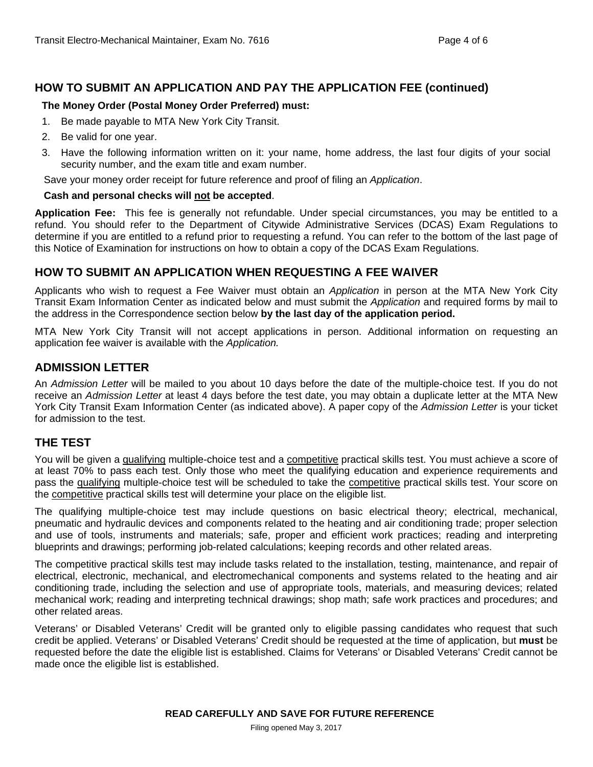## HOW TO SUBMIT AN APPLICATION AND PAY THE APPLICATION FEE (continued)

**The Money Order (Postal Money Order Preferred) must:**

1. Be made payable to MTA New York City Transit.
2. Be valid for one year.
3. Have the following information written on it: your name, home address, the last four digits of your social security number, and the exam title and exam number.

Save your money order receipt for future reference and proof of filing an *Application*.

**Cash and personal checks will not be accepted**.

**Application Fee:** This fee is generally not refundable. Under special circumstances, you may be entitled to a refund. You should refer to the Department of Citywide Administrative Services (DCAS) Exam Regulations to determine if you are entitled to a refund prior to requesting a refund. You can refer to the bottom of the last page of this Notice of Examination for instructions on how to obtain a copy of the DCAS Exam Regulations.

## HOW TO SUBMIT AN APPLICATION WHEN REQUESTING A FEE WAIVER

Applicants who wish to request a Fee Waiver must obtain an *Application* in person at the MTA New York City Transit Exam Information Center as indicated below and must submit the *Application* and required forms by mail to the address in the Correspondence section below **by the last day of the application period.**

MTA New York City Transit will not accept applications in person. Additional information on requesting an application fee waiver is available with the *Application.*

## ADMISSION LETTER

An *Admission Letter* will be mailed to you about 10 days before the date of the multiple-choice test. If you do not receive an *Admission Letter* at least 4 days before the test date, you may obtain a duplicate letter at the MTA New York City Transit Exam Information Center (as indicated above). A paper copy of the *Admission Letter* is your ticket for admission to the test.

## THE TEST

You will be given a qualifying multiple-choice test and a competitive practical skills test. You must achieve a score of at least 70% to pass each test. Only those who meet the qualifying education and experience requirements and pass the qualifying multiple-choice test will be scheduled to take the competitive practical skills test. Your score on the competitive practical skills test will determine your place on the eligible list.

The qualifying multiple-choice test may include questions on basic electrical theory; electrical, mechanical, pneumatic and hydraulic devices and components related to the heating and air conditioning trade; proper selection and use of tools, instruments and materials; safe, proper and efficient work practices; reading and interpreting blueprints and drawings; performing job-related calculations; keeping records and other related areas.

The competitive practical skills test may include tasks related to the installation, testing, maintenance, and repair of electrical, electronic, mechanical, and electromechanical components and systems related to the heating and air conditioning trade, including the selection and use of appropriate tools, materials, and measuring devices; related mechanical work; reading and interpreting technical drawings; shop math; safe work practices and procedures; and other related areas.

Veterans' or Disabled Veterans' Credit will be granted only to eligible passing candidates who request that such credit be applied. Veterans' or Disabled Veterans' Credit should be requested at the time of application, but **must** be requested before the date the eligible list is established. Claims for Veterans' or Disabled Veterans' Credit cannot be made once the eligible list is established.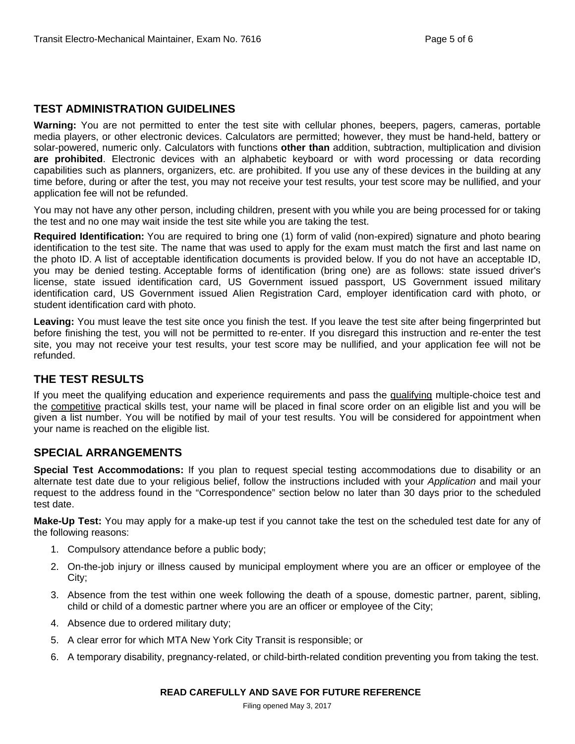## TEST ADMINISTRATION GUIDELINES

**Warning:** You are not permitted to enter the test site with cellular phones, beepers, pagers, cameras, portable media players, or other electronic devices. Calculators are permitted; however, they must be hand-held, battery or solar-powered, numeric only. Calculators with functions **other than** addition, subtraction, multiplication and division **are prohibited**. Electronic devices with an alphabetic keyboard or with word processing or data recording capabilities such as planners, organizers, etc. are prohibited. If you use any of these devices in the building at any time before, during or after the test, you may not receive your test results, your test score may be nullified, and your application fee will not be refunded.

You may not have any other person, including children, present with you while you are being processed for or taking the test and no one may wait inside the test site while you are taking the test.

**Required Identification:** You are required to bring one (1) form of valid (non-expired) signature and photo bearing identification to the test site. The name that was used to apply for the exam must match the first and last name on the photo ID. A list of acceptable identification documents is provided below. If you do not have an acceptable ID, you may be denied testing. Acceptable forms of identification (bring one) are as follows: state issued driver's license, state issued identification card, US Government issued passport, US Government issued military identification card, US Government issued Alien Registration Card, employer identification card with photo, or student identification card with photo.

**Leaving:** You must leave the test site once you finish the test. If you leave the test site after being fingerprinted but before finishing the test, you will not be permitted to re-enter. If you disregard this instruction and re-enter the test site, you may not receive your test results, your test score may be nullified, and your application fee will not be refunded.

## THE TEST RESULTS

If you meet the qualifying education and experience requirements and pass the qualifying multiple-choice test and the competitive practical skills test, your name will be placed in final score order on an eligible list and you will be given a list number. You will be notified by mail of your test results. You will be considered for appointment when your name is reached on the eligible list.

## SPECIAL ARRANGEMENTS

**Special Test Accommodations:** If you plan to request special testing accommodations due to disability or an alternate test date due to your religious belief, follow the instructions included with your *Application* and mail your request to the address found in the "Correspondence" section below no later than 30 days prior to the scheduled test date.

**Make-Up Test:** You may apply for a make-up test if you cannot take the test on the scheduled test date for any of the following reasons:

1. Compulsory attendance before a public body;
2. On-the-job injury or illness caused by municipal employment where you are an officer or employee of the City;
3. Absence from the test within one week following the death of a spouse, domestic partner, parent, sibling, child or child of a domestic partner where you are an officer or employee of the City;
4. Absence due to ordered military duty;
5. A clear error for which MTA New York City Transit is responsible; or
6. A temporary disability, pregnancy-related, or child-birth-related condition preventing you from taking the test.

**READ CAREFULLY AND SAVE FOR FUTURE REFERENCE**

Filing opened May 3, 2017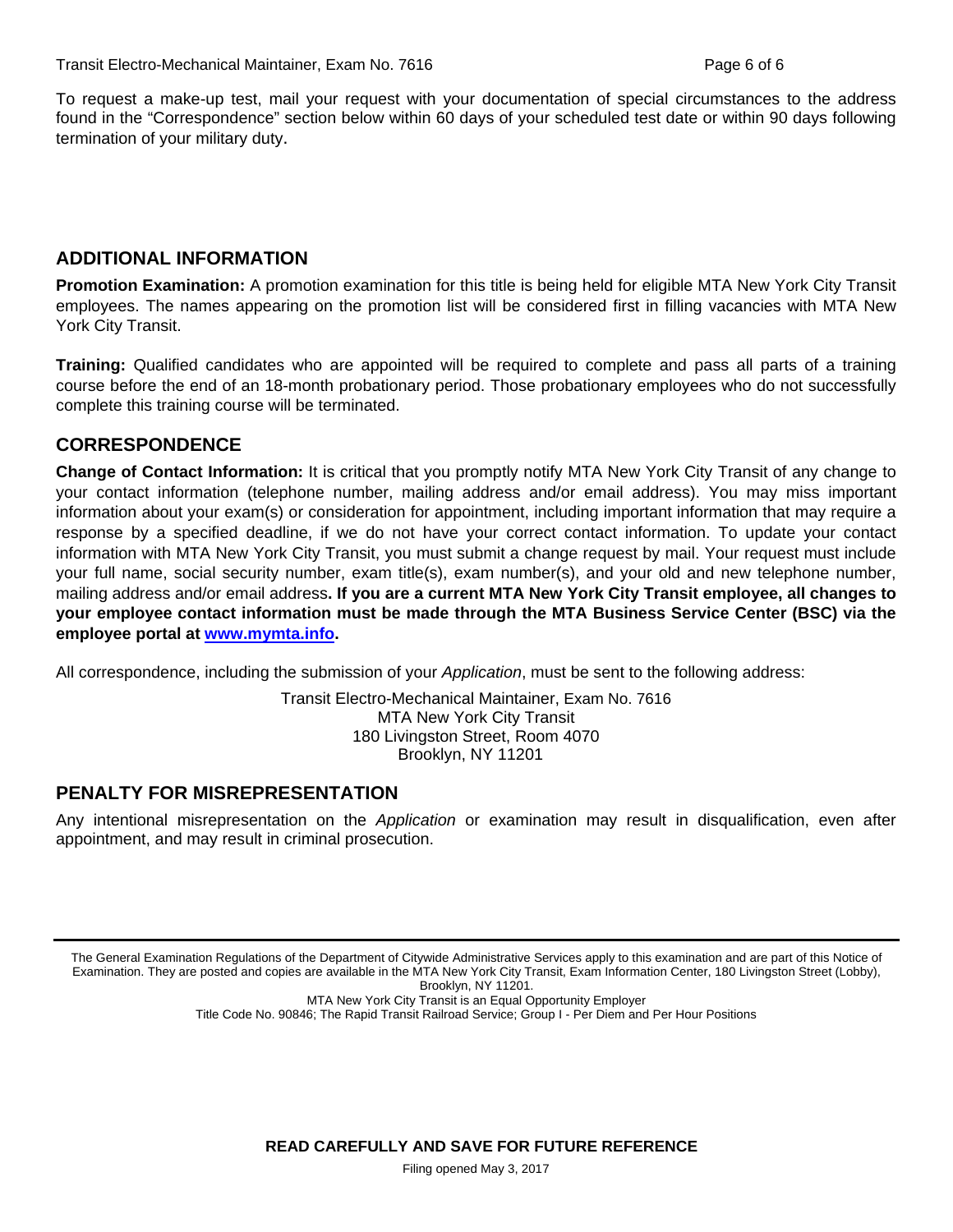To request a make-up test, mail your request with your documentation of special circumstances to the address found in the "Correspondence" section below within 60 days of your scheduled test date or within 90 days following termination of your military duty.

## ADDITIONAL INFORMATION

**Promotion Examination:** A promotion examination for this title is being held for eligible MTA New York City Transit employees. The names appearing on the promotion list will be considered first in filling vacancies with MTA New York City Transit.

**Training:** Qualified candidates who are appointed will be required to complete and pass all parts of a training course before the end of an 18-month probationary period. Those probationary employees who do not successfully complete this training course will be terminated.

## CORRESPONDENCE

**Change of Contact Information:** It is critical that you promptly notify MTA New York City Transit of any change to your contact information (telephone number, mailing address and/or email address). You may miss important information about your exam(s) or consideration for appointment, including important information that may require a response by a specified deadline, if we do not have your correct contact information. To update your contact information with MTA New York City Transit, you must submit a change request by mail. Your request must include your full name, social security number, exam title(s), exam number(s), and your old and new telephone number, mailing address and/or email address**. If you are a current MTA New York City Transit employee, all changes to your employee contact information must be made through the MTA Business Service Center (BSC) via the employee portal at [www.mymta.info](www.mymta.info).**

All correspondence, including the submission of your *Application*, must be sent to the following address:

Transit Electro-Mechanical Maintainer, Exam No. 7616
MTA New York City Transit
180 Livingston Street, Room 4070
Brooklyn, NY 11201

## PENALTY FOR MISREPRESENTATION

Any intentional misrepresentation on the *Application* or examination may result in disqualification, even after appointment, and may result in criminal prosecution.

---

The General Examination Regulations of the Department of Citywide Administrative Services apply to this examination and are part of this Notice of Examination. They are posted and copies are available in the MTA New York City Transit, Exam Information Center, 180 Livingston Street (Lobby), Brooklyn, NY 11201.
MTA New York City Transit is an Equal Opportunity Employer
Title Code No. 90846; The Rapid Transit Railroad Service; Group I - Per Diem and Per Hour Positions

**READ CAREFULLY AND SAVE FOR FUTURE REFERENCE**

Filing opened May 3, 2017